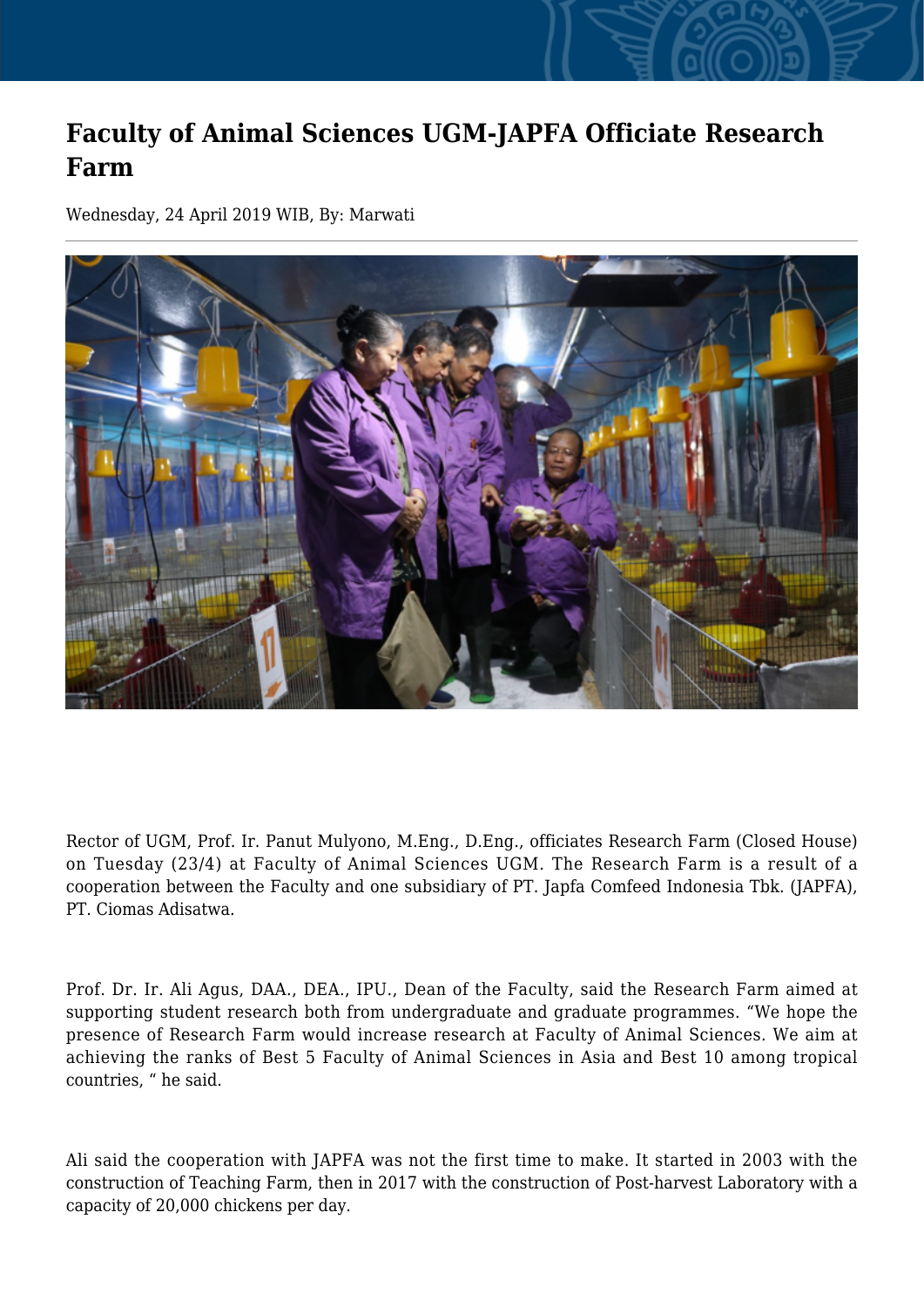# Faculty of Animal Sciences UGM-JAPFA Officiate Research Farm

Wednesday, 24 April 2019 WIB, By: Marwati

Rector of UGM, Prof. Ir. Panut Mulyono, M.Eng., D.Eng., officiates Research Farm (Closed House) on Tuesday (23/4) at Faculty of Animal Sciences UGM. The Research Farm is a result of a cooperation between the Faculty and one subsidiary of PT. Japfa Comfeed Indonesia Tbk. (JAPFA), PT. Ciomas Adisatwa.

Prof. Dr. Ir. Ali Agus, DAA., DEA., IPU., Dean of the Faculty, said the Research Farm aimed at supporting student research both from undergraduate and graduate programmes. "We hope the presence of Research Farm would increase research at Faculty of Animal Sciences. We aim at achieving the ranks of Best 5 Faculty of Animal Sciences in Asia and Best 10 among tropical countries, " he said.

Ali said the cooperation with JAPFA was not the first time to make. It started in 2003 with the construction of Teaching Farm, then in 2017 with the construction of Post-harvest Laboratory with a capacity of 20,000 chickens per day.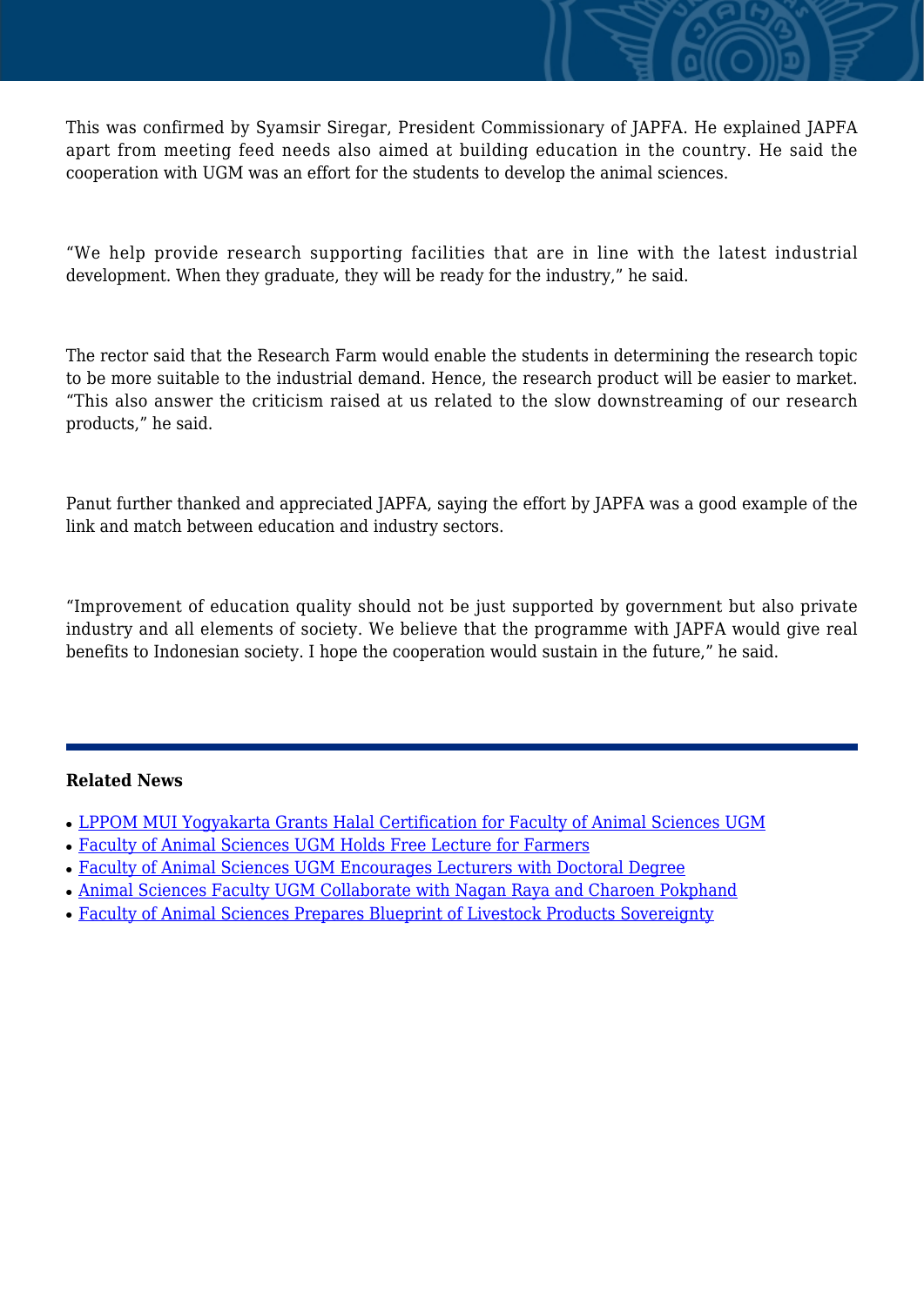This was confirmed by Syamsir Siregar, President Commissionary of JAPFA. He explained JAPFA apart from meeting feed needs also aimed at building education in the country. He said the cooperation with UGM was an effort for the students to develop the animal sciences.

"We help provide research supporting facilities that are in line with the latest industrial development. When they graduate, they will be ready for the industry," he said.

The rector said that the Research Farm would enable the students in determining the research topic to be more suitable to the industrial demand. Hence, the research product will be easier to market. "This also answer the criticism raised at us related to the slow downstreaming of our research products," he said.

Panut further thanked and appreciated JAPFA, saying the effort by JAPFA was a good example of the link and match between education and industry sectors.

"Improvement of education quality should not be just supported by government but also private industry and all elements of society. We believe that the programme with JAPFA would give real benefits to Indonesian society. I hope the cooperation would sustain in the future," he said.

---

**Related News**

- LPPOM MUI Yogyakarta Grants Halal Certification for Faculty of Animal Sciences UGM
- Faculty of Animal Sciences UGM Holds Free Lecture for Farmers
- Faculty of Animal Sciences UGM Encourages Lecturers with Doctoral Degree
- Animal Sciences Faculty UGM Collaborate with Nagan Raya and Charoen Pokphand
- Faculty of Animal Sciences Prepares Blueprint of Livestock Products Sovereignty